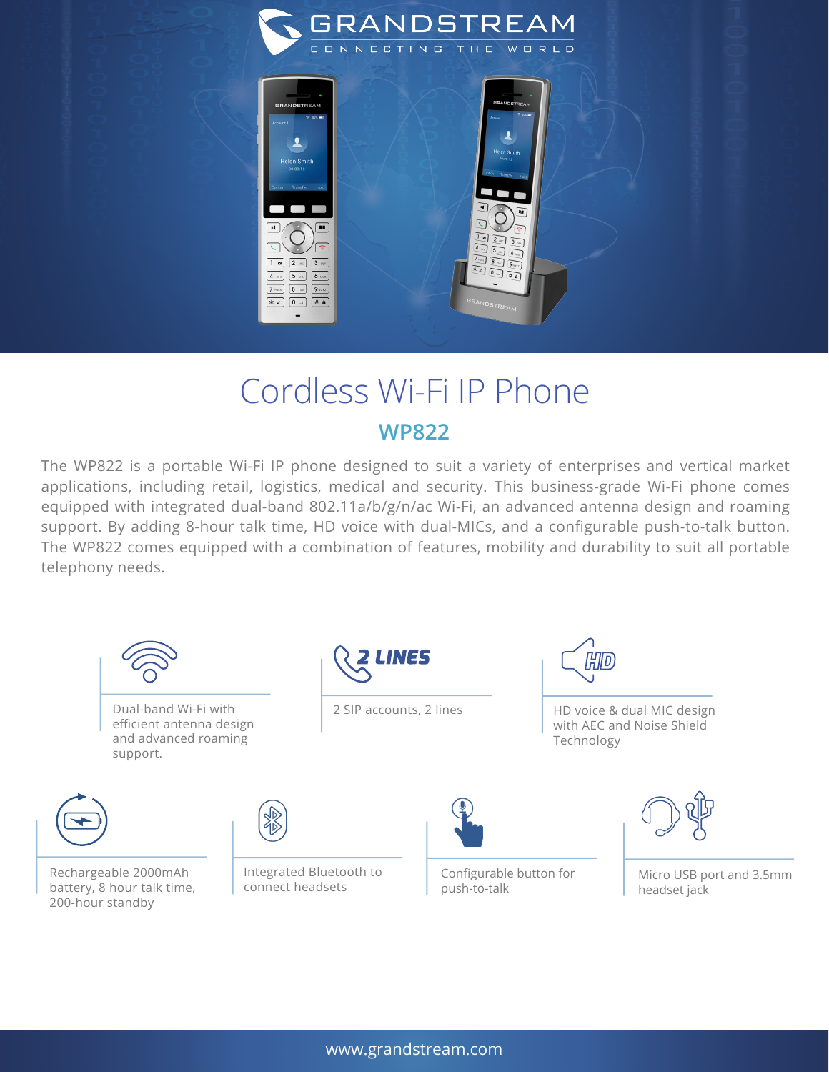# Cordless Wi-Fi IP Phone

## WP822

The WP822 is a portable Wi-Fi IP phone designed to suit a variety of enterprises and vertical market applications, including retail, logistics, medical and security. This business-grade Wi-Fi phone comes equipped with integrated dual-band 802.11a/b/g/n/ac Wi-Fi, an advanced antenna design and roaming support. By adding 8-hour talk time, HD voice with dual-MICs, and a configurable push-to-talk button. The WP822 comes equipped with a combination of features, mobility and durability to suit all portable telephony needs.

- Dual-band Wi-Fi with efficient antenna design and advanced roaming support.
- 2 SIP accounts, 2 lines
- HD voice & dual MIC design with AEC and Noise Shield Technology
- Rechargeable 2000mAh battery, 8 hour talk time, 200-hour standby
- Integrated Bluetooth to connect headsets
- Configurable button for push-to-talk
- Micro USB port and 3.5mm headset jack

www.grandstream.com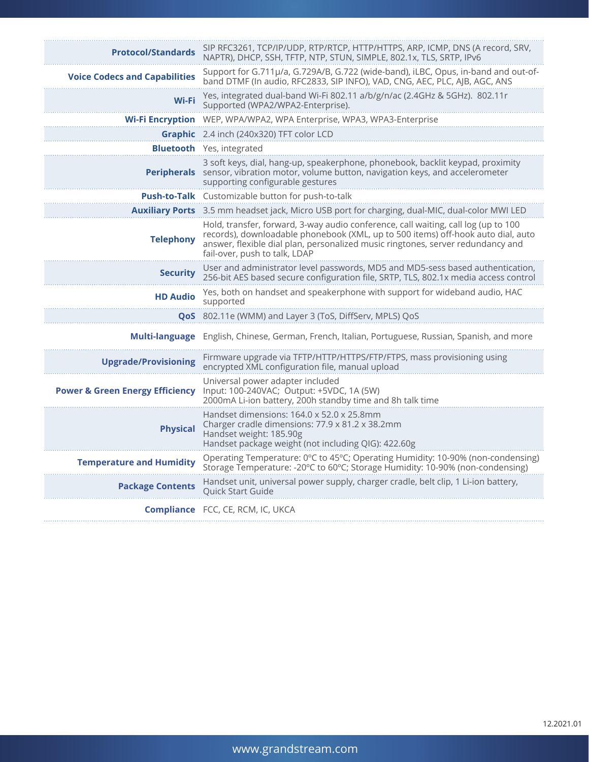| | |
|---|---|
| **Protocol/Standards** | SIP RFC3261, TCP/IP/UDP, RTP/RTCP, HTTP/HTTPS, ARP, ICMP, DNS (A record, SRV, NAPTR), DHCP, SSH, TFTP, NTP, STUN, SIMPLE, 802.1x, TLS, SRTP, IPv6 |
| **Voice Codecs and Capabilities** | Support for G.711µ/a, G.729A/B, G.722 (wide-band), iLBC, Opus, in-band and out-of-band DTMF (In audio, RFC2833, SIP INFO), VAD, CNG, AEC, PLC, AJB, AGC, ANS |
| **Wi-Fi** | Yes, integrated dual-band Wi-Fi 802.11 a/b/g/n/ac (2.4GHz & 5GHz). 802.11r Supported (WPA2/WPA2-Enterprise). |
| **Wi-Fi Encryption** | WEP, WPA/WPA2, WPA Enterprise, WPA3, WPA3-Enterprise |
| **Graphic** | 2.4 inch (240x320) TFT color LCD |
| **Bluetooth** | Yes, integrated |
| **Peripherals** | 3 soft keys, dial, hang-up, speakerphone, phonebook, backlit keypad, proximity sensor, vibration motor, volume button, navigation keys, and accelerometer supporting configurable gestures |
| **Push-to-Talk** | Customizable button for push-to-talk |
| **Auxiliary Ports** | 3.5 mm headset jack, Micro USB port for charging, dual-MIC, dual-color MWI LED |
| **Telephony** | Hold, transfer, forward, 3-way audio conference, call waiting, call log (up to 100 records), downloadable phonebook (XML, up to 500 items) off-hook auto dial, auto answer, flexible dial plan, personalized music ringtones, server redundancy and fail-over, push to talk, LDAP |
| **Security** | User and administrator level passwords, MD5 and MD5-sess based authentication, 256-bit AES based secure configuration file, SRTP, TLS, 802.1x media access control |
| **HD Audio** | Yes, both on handset and speakerphone with support for wideband audio, HAC supported |
| **QoS** | 802.11e (WMM) and Layer 3 (ToS, DiffServ, MPLS) QoS |
| **Multi-language** | English, Chinese, German, French, Italian, Portuguese, Russian, Spanish, and more |
| **Upgrade/Provisioning** | Firmware upgrade via TFTP/HTTP/HTTPS/FTP/FTPS, mass provisioning using encrypted XML configuration file, manual upload |
| **Power & Green Energy Efficiency** | Universal power adapter included<br>Input: 100-240VAC; Output: +5VDC, 1A (5W)<br>2000mA Li-ion battery, 200h standby time and 8h talk time |
| **Physical** | Handset dimensions: 164.0 x 52.0 x 25.8mm<br>Charger cradle dimensions: 77.9 x 81.2 x 38.2mm<br>Handset weight: 185.90g<br>Handset package weight (not including QIG): 422.60g |
| **Temperature and Humidity** | Operating Temperature: 0ºC to 45ºC; Operating Humidity: 10-90% (non-condensing)<br>Storage Temperature: -20ºC to 60ºC; Storage Humidity: 10-90% (non-condensing) |
| **Package Contents** | Handset unit, universal power supply, charger cradle, belt clip, 1 Li-ion battery, Quick Start Guide |
| **Compliance** | FCC, CE, RCM, IC, UKCA |

12.2021.01

www.grandstream.com